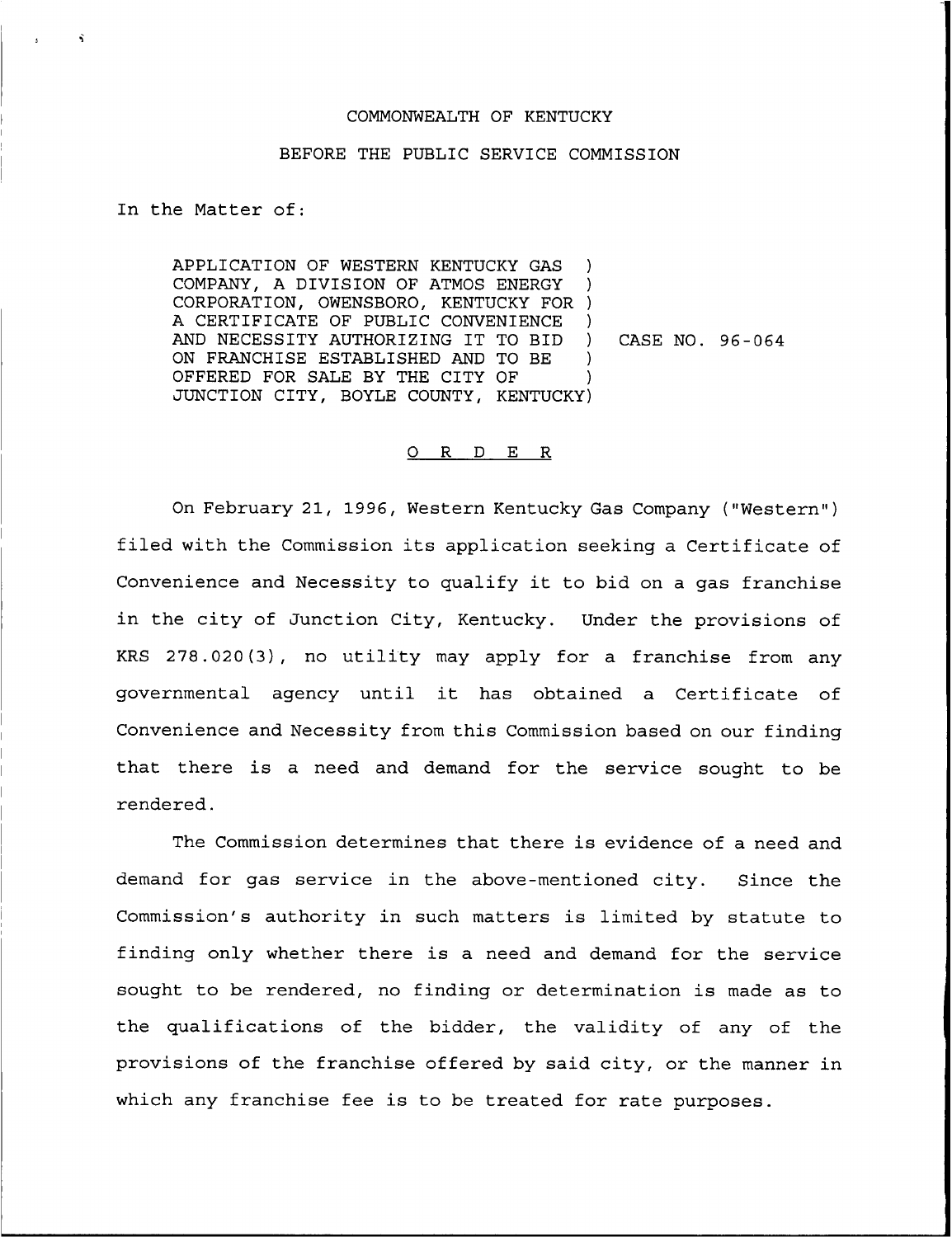COMMONWEALTH OF KENTUCKY

BEFORE THE PUBLIC SERVICE COMMISSION

In the Matter of:

| | | |
|---|---|---|
| APPLICATION OF WESTERN KENTUCKY GAS COMPANY, A DIVISION OF ATMOS ENERGY CORPORATION, OWENSBORO, KENTUCKY FOR A CERTIFICATE OF PUBLIC CONVENIENCE AND NECESSITY AUTHORIZING IT TO BID ON FRANCHISE ESTABLISHED AND TO BE OFFERED FOR SALE BY THE CITY OF JUNCTION CITY, BOYLE COUNTY, KENTUCKY | ) | CASE NO. 96-064 |

## ORDER

On February 21, 1996, Western Kentucky Gas Company ("Western") filed with the Commission its application seeking a Certificate of Convenience and Necessity to qualify it to bid on a gas franchise in the city of Junction City, Kentucky. Under the provisions of KRS 278.020(3), no utility may apply for a franchise from any governmental agency until it has obtained a Certificate of Convenience and Necessity from this Commission based on our finding that there is a need and demand for the service sought to be rendered.

The Commission determines that there is evidence of a need and demand for gas service in the above-mentioned city. Since the Commission's authority in such matters is limited by statute to finding only whether there is a need and demand for the service sought to be rendered, no finding or determination is made as to the qualifications of the bidder, the validity of any of the provisions of the franchise offered by said city, or the manner in which any franchise fee is to be treated for rate purposes.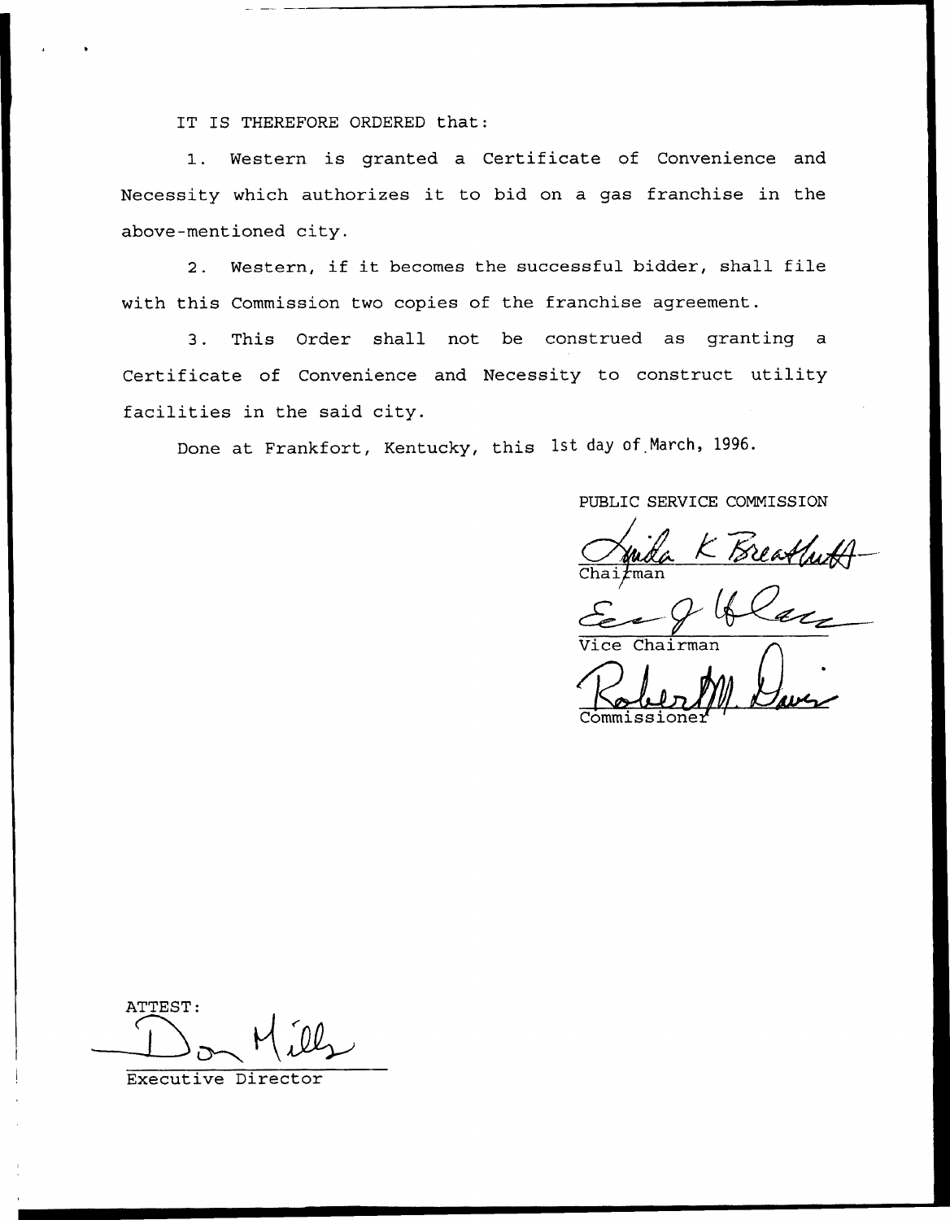IT IS THEREFORE ORDERED that:

1. Western is granted a Certificate of Convenience and Necessity which authorizes it to bid on a gas franchise in the above-mentioned city.

2. Western, if it becomes the successful bidder, shall file with this Commission two copies of the franchise agreement.

3. This Order shall not be construed as granting a Certificate of Convenience and Necessity to construct utility facilities in the said city.

Done at Frankfort, Kentucky, this 1st day of March, 1996.

PUBLIC SERVICE COMMISSION

Linda K Breathitt
Chairman

Vice Chairman

Robert M. Davis
Commissioner

ATTEST:

Don Mills
Executive Director